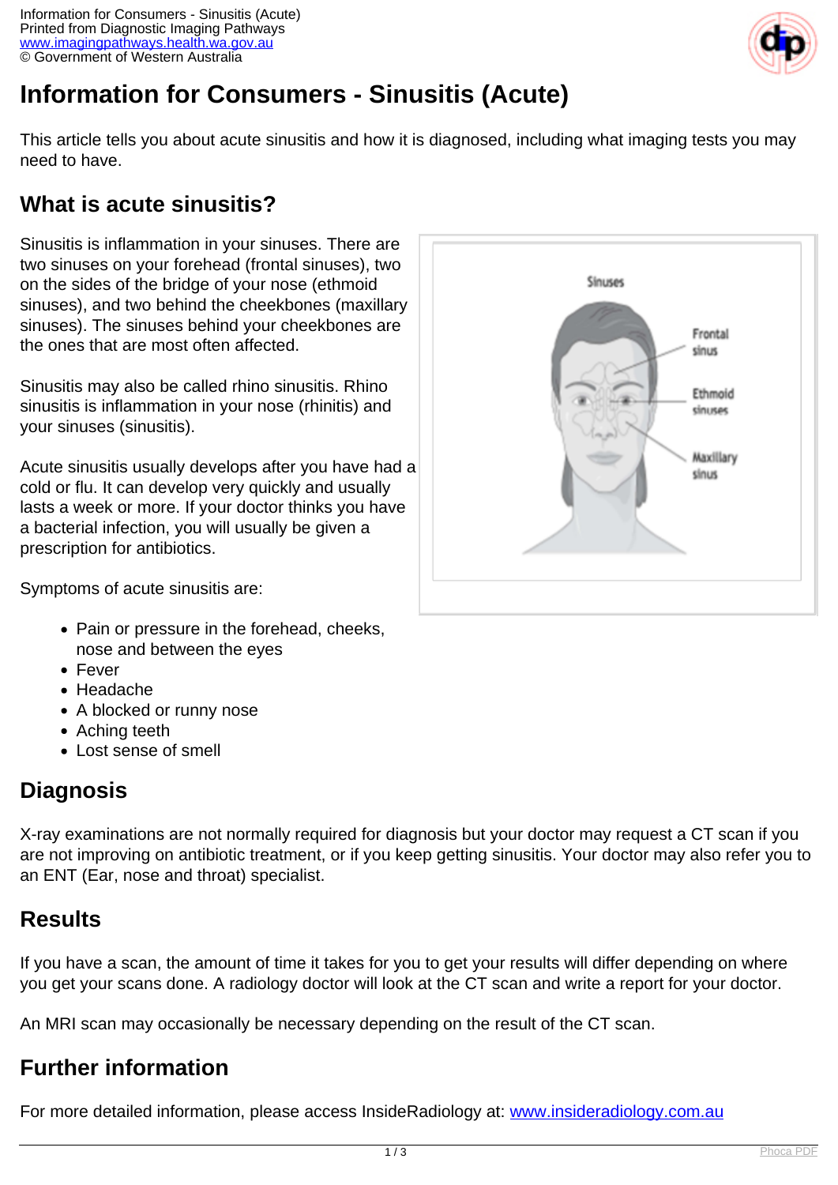# Information for Consumers - Sinusitis (Acute)

This article tells you about acute sinusitis and how it is diagnosed, including what imaging tests you may need to have.

## What is acute sinusitis?

Sinusitis is inflammation in your sinuses. There are two sinuses on your forehead (frontal sinuses), two on the sides of the bridge of your nose (ethmoid sinuses), and two behind the cheekbones (maxillary sinuses). The sinuses behind your cheekbones are the ones that are most often affected.

Sinusitis may also be called rhino sinusitis. Rhino sinusitis is inflammation in your nose (rhinitis) and your sinuses (sinusitis).

Acute sinusitis usually develops after you have had a cold or flu. It can develop very quickly and usually lasts a week or more. If your doctor thinks you have a bacterial infection, you will usually be given a prescription for antibiotics.

Symptoms of acute sinusitis are:

- Pain or pressure in the forehead, cheeks, nose and between the eyes
- Fever
- Headache
- A blocked or runny nose
- Aching teeth
- Lost sense of smell

## Diagnosis

X-ray examinations are not normally required for diagnosis but your doctor may request a CT scan if you are not improving on antibiotic treatment, or if you keep getting sinusitis. Your doctor may also refer you to an ENT (Ear, nose and throat) specialist.

## Results

If you have a scan, the amount of time it takes for you to get your results will differ depending on where you get your scans done. A radiology doctor will look at the CT scan and write a report for your doctor.

An MRI scan may occasionally be necessary depending on the result of the CT scan.

## Further information

For more detailed information, please access InsideRadiology at: www.insideradiology.com.au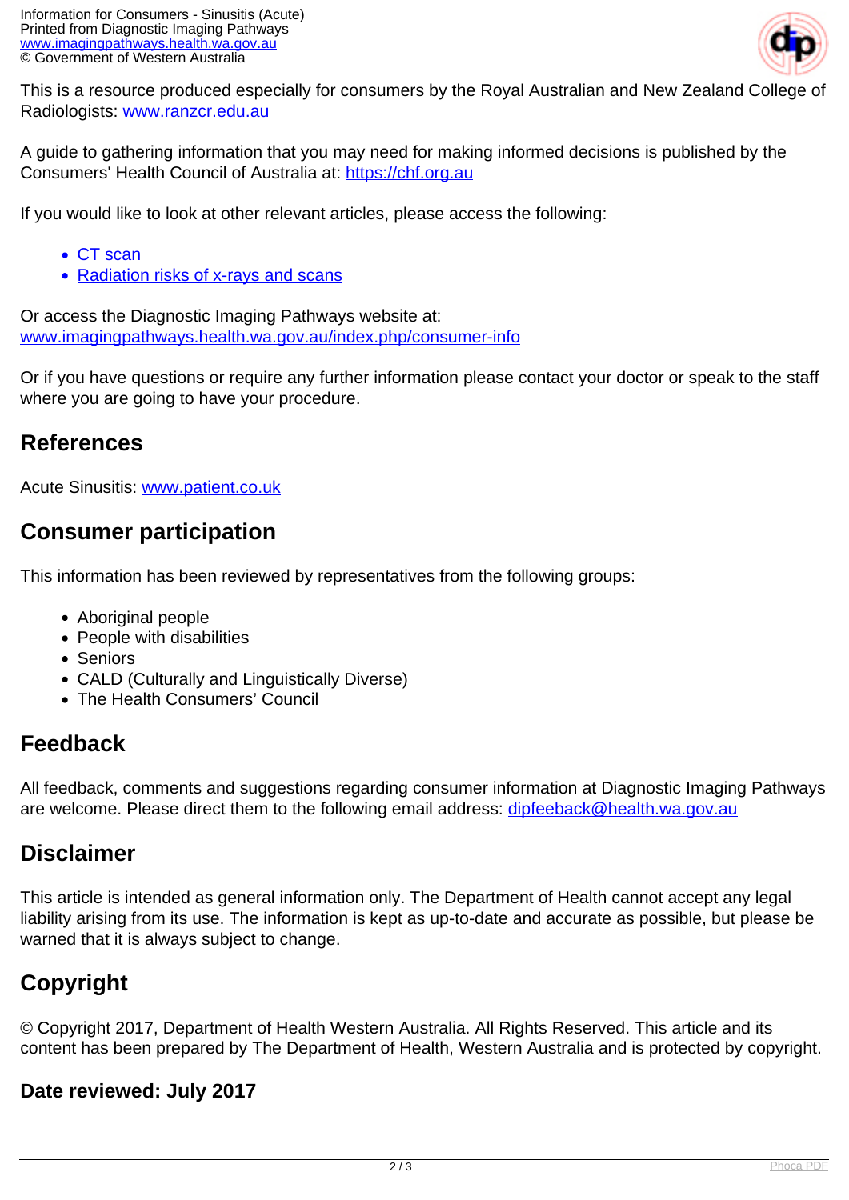This is a resource produced especially for consumers by the Royal Australian and New Zealand College of Radiologists: www.ranzcr.edu.au

A guide to gathering information that you may need for making informed decisions is published by the Consumers' Health Council of Australia at: https://chf.org.au

If you would like to look at other relevant articles, please access the following:

- CT scan
- Radiation risks of x-rays and scans

Or access the Diagnostic Imaging Pathways website at: www.imagingpathways.health.wa.gov.au/index.php/consumer-info

Or if you have questions or require any further information please contact your doctor or speak to the staff where you are going to have your procedure.

## References

Acute Sinusitis: www.patient.co.uk

## Consumer participation

This information has been reviewed by representatives from the following groups:

- Aboriginal people
- People with disabilities
- Seniors
- CALD (Culturally and Linguistically Diverse)
- The Health Consumers' Council

## Feedback

All feedback, comments and suggestions regarding consumer information at Diagnostic Imaging Pathways are welcome. Please direct them to the following email address: dipfeeback@health.wa.gov.au

## Disclaimer

This article is intended as general information only. The Department of Health cannot accept any legal liability arising from its use. The information is kept as up-to-date and accurate as possible, but please be warned that it is always subject to change.

## Copyright

© Copyright 2017, Department of Health Western Australia. All Rights Reserved. This article and its content has been prepared by The Department of Health, Western Australia and is protected by copyright.

### Date reviewed: July 2017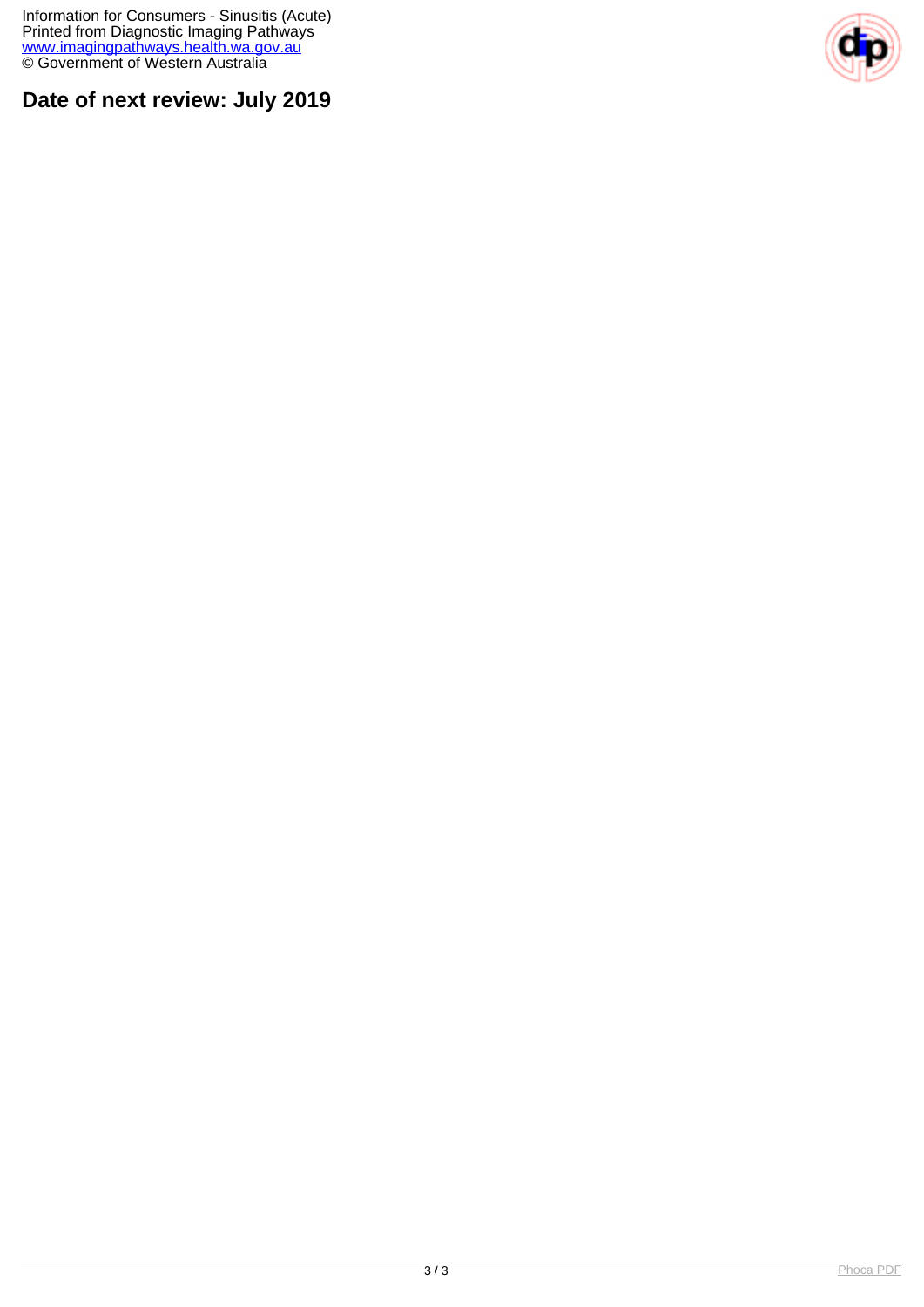**Date of next review: July 2019**